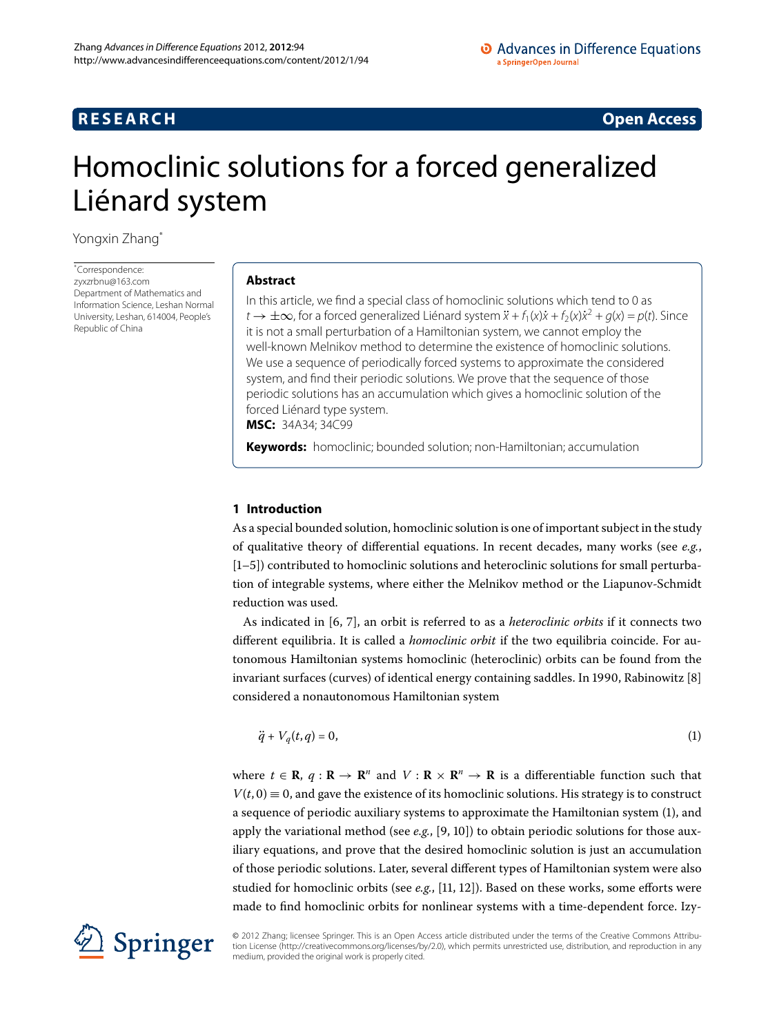**RESEARCH** **Open Access**

# Homoclinic solutions for a forced generalized Liénard system

Yongxin Zhang*

*Correspondence: zyxzrbnu@163.com
Department of Mathematics and Information Science, Leshan Normal University, Leshan, 614004, People's Republic of China

## Abstract

In this article, we find a special class of homoclinic solutions which tend to 0 as $t \to \pm\infty$, for a forced generalized Liénard system $\ddot{x} + f_1(x)\dot{x} + f_2(x)\dot{x}^2 + g(x) = p(t)$. Since it is not a small perturbation of a Hamiltonian system, we cannot employ the well-known Melnikov method to determine the existence of homoclinic solutions. We use a sequence of periodically forced systems to approximate the considered system, and find their periodic solutions. We prove that the sequence of those periodic solutions has an accumulation which gives a homoclinic solution of the forced Liénard type system.

**MSC:** 34A34; 34C99

**Keywords:** homoclinic; bounded solution; non-Hamiltonian; accumulation

## 1 Introduction

As a special bounded solution, homoclinic solution is one of important subject in the study of qualitative theory of differential equations. In recent decades, many works (see *e.g.*, [1–5]) contributed to homoclinic solutions and heteroclinic solutions for small perturbation of integrable systems, where either the Melnikov method or the Liapunov-Schmidt reduction was used.

As indicated in [6, 7], an orbit is referred to as a *heteroclinic orbits* if it connects two different equilibria. It is called a *homoclinic orbit* if the two equilibria coincide. For autonomous Hamiltonian systems homoclinic (heteroclinic) orbits can be found from the invariant surfaces (curves) of identical energy containing saddles. In 1990, Rabinowitz [8] considered a nonautonomous Hamiltonian system

$$\ddot{q} + V_q(t,q) = 0, \tag{1}$$

where $t \in \mathbf{R}$, $q : \mathbf{R} \to \mathbf{R}^n$ and $V : \mathbf{R} \times \mathbf{R}^n \to \mathbf{R}$ is a differentiable function such that $V(t,0) \equiv 0$, and gave the existence of its homoclinic solutions. His strategy is to construct a sequence of periodic auxiliary systems to approximate the Hamiltonian system (1), and apply the variational method (see *e.g.*, [9, 10]) to obtain periodic solutions for those auxiliary equations, and prove that the desired homoclinic solution is just an accumulation of those periodic solutions. Later, several different types of Hamiltonian system were also studied for homoclinic orbits (see *e.g.*, [11, 12]). Based on these works, some efforts were made to find homoclinic orbits for nonlinear systems with a time-dependent force. Izy-

© 2012 Zhang; licensee Springer. This is an Open Access article distributed under the terms of the Creative Commons Attribution License (http://creativecommons.org/licenses/by/2.0), which permits unrestricted use, distribution, and reproduction in any medium, provided the original work is properly cited.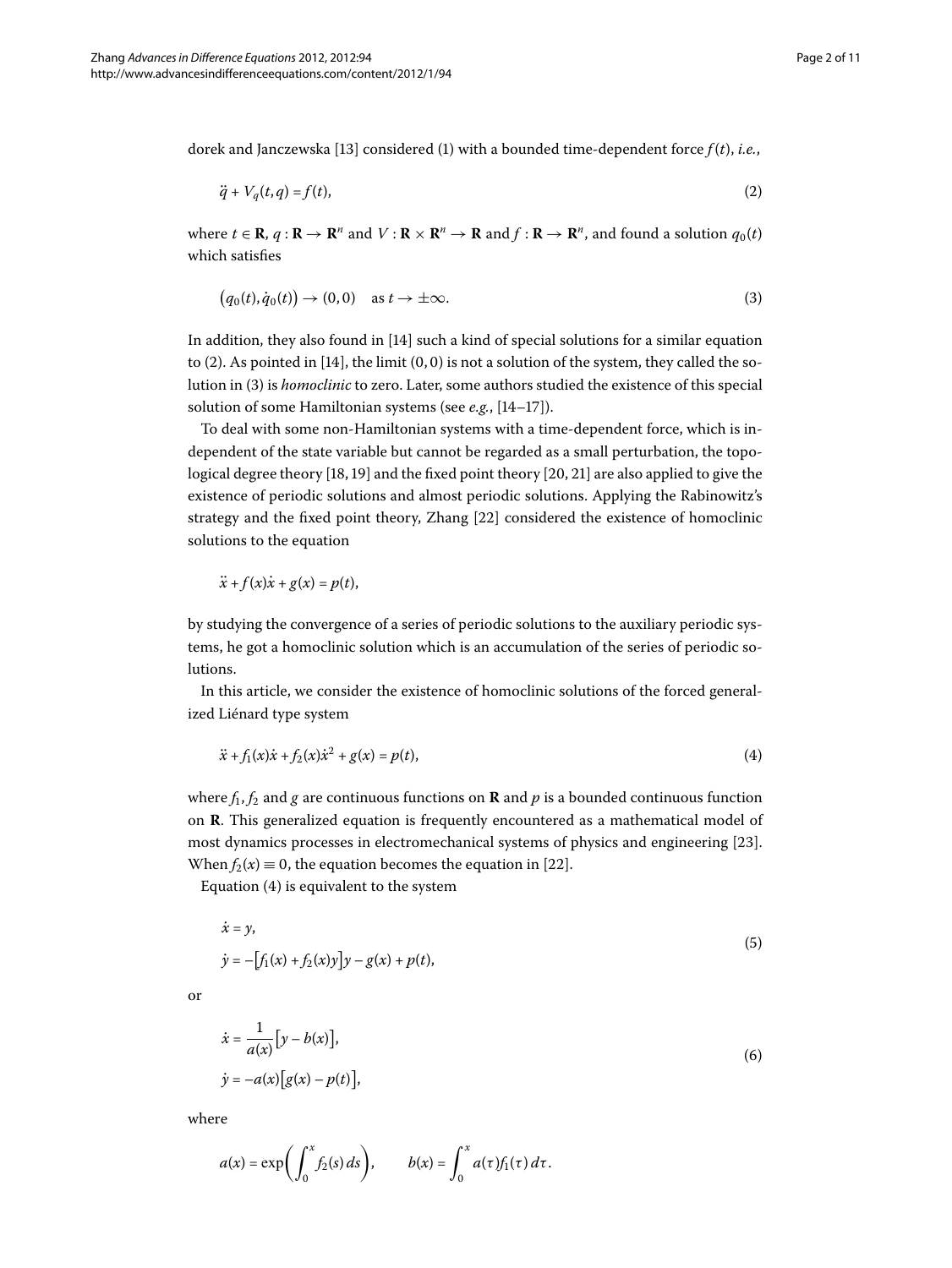dorek and Janczewska [13] considered (1) with a bounded time-dependent force $f(t)$, *i.e.*,

$$\ddot{q} + V_q(t, q) = f(t), \tag{2}$$

where $t \in \mathbf{R}$, $q : \mathbf{R} \to \mathbf{R}^n$ and $V : \mathbf{R} \times \mathbf{R}^n \to \mathbf{R}$ and $f : \mathbf{R} \to \mathbf{R}^n$, and found a solution $q_0(t)$ which satisfies

$$\big(q_0(t), \dot{q}_0(t)\big) \to (0, 0) \quad \text{as } t \to \pm\infty. \tag{3}$$

In addition, they also found in [14] such a kind of special solutions for a similar equation to (2). As pointed in [14], the limit $(0, 0)$ is not a solution of the system, they called the solution in (3) is *homoclinic* to zero. Later, some authors studied the existence of this special solution of some Hamiltonian systems (see *e.g.*, [14–17]).

To deal with some non-Hamiltonian systems with a time-dependent force, which is independent of the state variable but cannot be regarded as a small perturbation, the topological degree theory [18, 19] and the fixed point theory [20, 21] are also applied to give the existence of periodic solutions and almost periodic solutions. Applying the Rabinowitz's strategy and the fixed point theory, Zhang [22] considered the existence of homoclinic solutions to the equation

$$\ddot{x} + f(x)\dot{x} + g(x) = p(t),$$

by studying the convergence of a series of periodic solutions to the auxiliary periodic systems, he got a homoclinic solution which is an accumulation of the series of periodic solutions.

In this article, we consider the existence of homoclinic solutions of the forced generalized Liénard type system

$$\ddot{x} + f_1(x)\dot{x} + f_2(x)\dot{x}^2 + g(x) = p(t), \tag{4}$$

where $f_1$, $f_2$ and $g$ are continuous functions on $\mathbf{R}$ and $p$ is a bounded continuous function on $\mathbf{R}$. This generalized equation is frequently encountered as a mathematical model of most dynamics processes in electromechanical systems of physics and engineering [23]. When $f_2(x) \equiv 0$, the equation becomes the equation in [22].

Equation (4) is equivalent to the system

$$\begin{aligned}
\dot{x} &= y, \\
\dot{y} &= -\big[f_1(x) + f_2(x)y\big]y - g(x) + p(t),
\end{aligned} \tag{5}$$

or

$$\begin{aligned}
\dot{x} &= \frac{1}{a(x)}\big[y - b(x)\big], \\
\dot{y} &= -a(x)\big[g(x) - p(t)\big],
\end{aligned} \tag{6}$$

where

$$a(x) = \exp\left(\int_0^x f_2(s)\,ds\right), \qquad b(x) = \int_0^x a(\tau)f_1(\tau)\,d\tau.$$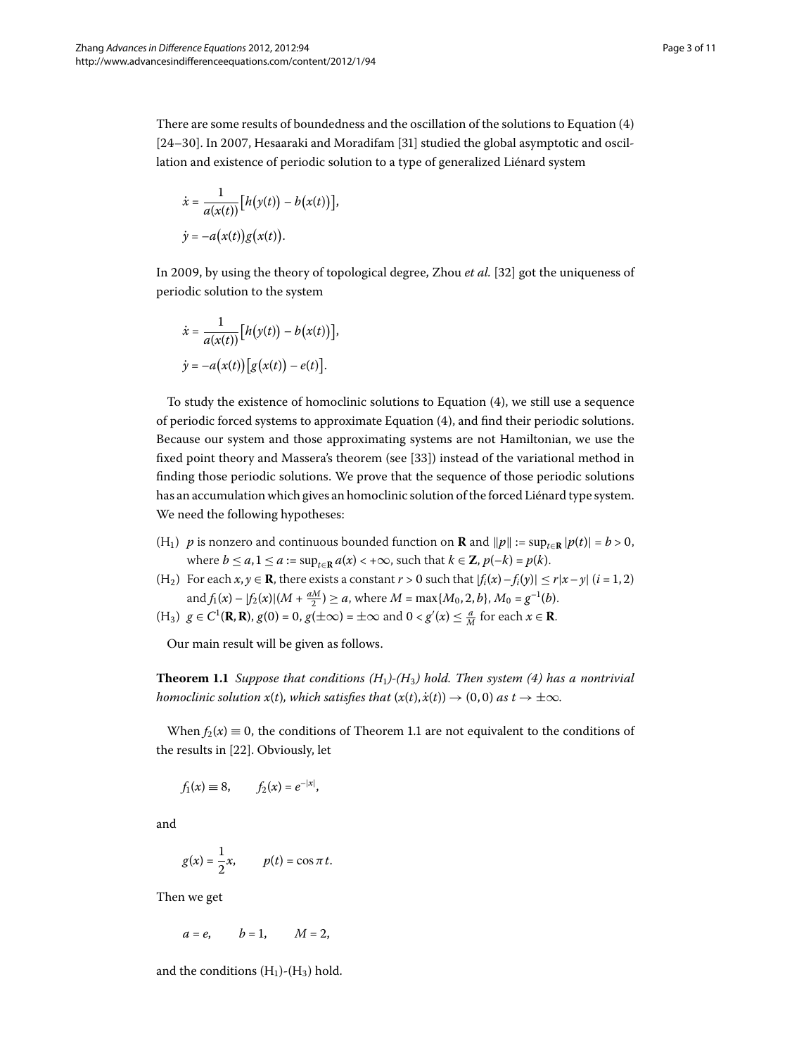There are some results of boundedness and the oscillation of the solutions to Equation (4) [24–30]. In 2007, Hesaaraki and Moradifam [31] studied the global asymptotic and oscillation and existence of periodic solution to a type of generalized Liénard system

$$\dot{x} = \frac{1}{a(x(t))}\big[h(y(t)) - b(x(t))\big],$$
$$\dot{y} = -a(x(t))g(x(t)).$$

In 2009, by using the theory of topological degree, Zhou *et al.* [32] got the uniqueness of periodic solution to the system

$$\dot{x} = \frac{1}{a(x(t))}\big[h(y(t)) - b(x(t))\big],$$
$$\dot{y} = -a(x(t))\big[g(x(t)) - e(t)\big].$$

To study the existence of homoclinic solutions to Equation (4), we still use a sequence of periodic forced systems to approximate Equation (4), and find their periodic solutions. Because our system and those approximating systems are not Hamiltonian, we use the fixed point theory and Massera's theorem (see [33]) instead of the variational method in finding those periodic solutions. We prove that the sequence of those periodic solutions has an accumulation which gives an homoclinic solution of the forced Liénard type system. We need the following hypotheses:

- ($H_1$) $p$ is nonzero and continuous bounded function on $\mathbf{R}$ and $\|p\| := \sup_{t\in\mathbf{R}} |p(t)| = b > 0$, where $b \le a, 1 \le a := \sup_{t\in\mathbf{R}} a(x) < +\infty$, such that $k \in \mathbf{Z}$, $p(-k) = p(k)$.
- ($H_2$) For each $x, y \in \mathbf{R}$, there exists a constant $r > 0$ such that $|f_i(x) - f_i(y)| \le r|x - y|$ $(i = 1, 2)$ and $f_1(x) - |f_2(x)|(M + \frac{aM}{2}) \ge a$, where $M = \max\{M_0, 2, b\}$, $M_0 = g^{-1}(b)$.
- ($H_3$) $g \in C^1(\mathbf{R}, \mathbf{R})$, $g(0) = 0$, $g(\pm\infty) = \pm\infty$ and $0 < g'(x) \le \frac{a}{M}$ for each $x \in \mathbf{R}$.

Our main result will be given as follows.

**Theorem 1.1** *Suppose that conditions ($H_1$)-($H_3$) hold. Then system (4) has a nontrivial homoclinic solution $x(t)$, which satisfies that $(x(t), \dot{x}(t)) \to (0, 0)$ as $t \to \pm\infty$.*

When $f_2(x) \equiv 0$, the conditions of Theorem 1.1 are not equivalent to the conditions of the results in [22]. Obviously, let

$$f_1(x) \equiv 8, \qquad f_2(x) = e^{-|x|},$$

and

$$g(x) = \frac{1}{2}x, \qquad p(t) = \cos \pi t.$$

Then we get

$$a = e, \qquad b = 1, \qquad M = 2,$$

and the conditions ($H_1$)-($H_3$) hold.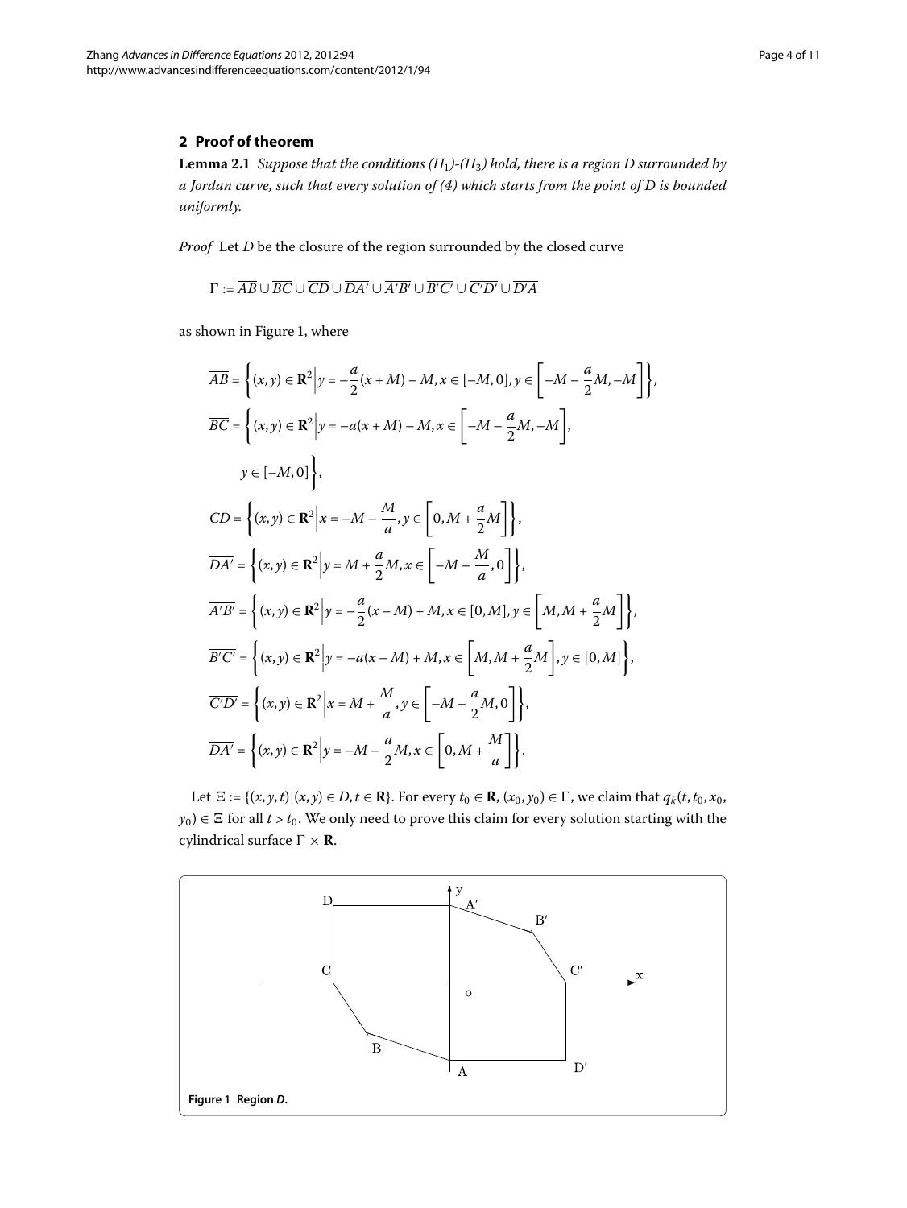## 2 Proof of theorem

**Lemma 2.1** *Suppose that the conditions ($H_1$)-($H_3$) hold, there is a region D surrounded by a Jordan curve, such that every solution of (4) which starts from the point of D is bounded uniformly.*

*Proof* Let $D$ be the closure of the region surrounded by the closed curve

$$\Gamma := \overline{AB} \cup \overline{BC} \cup \overline{CD} \cup \overline{DA'} \cup \overline{A'B'} \cup \overline{B'C'} \cup \overline{C'D'} \cup \overline{D'A}$$

as shown in Figure 1, where

$$\overline{AB} = \left\{(x,y) \in \mathbf{R}^2 \middle| y = -\frac{a}{2}(x+M) - M, x \in [-M, 0], y \in \left[-M - \frac{a}{2}M, -M\right]\right\},$$

$$\overline{BC} = \left\{(x,y) \in \mathbf{R}^2 \middle| y = -a(x+M) - M, x \in \left[-M - \frac{a}{2}M, -M\right],\right.$$
$$\left. y \in [-M, 0]\right\},$$

$$\overline{CD} = \left\{(x,y) \in \mathbf{R}^2 \middle| x = -M - \frac{M}{a}, y \in \left[0, M + \frac{a}{2}M\right]\right\},$$

$$\overline{DA'} = \left\{(x,y) \in \mathbf{R}^2 \middle| y = M + \frac{a}{2}M, x \in \left[-M - \frac{M}{a}, 0\right]\right\},$$

$$\overline{A'B'} = \left\{(x,y) \in \mathbf{R}^2 \middle| y = -\frac{a}{2}(x-M) + M, x \in [0, M], y \in \left[M, M + \frac{a}{2}M\right]\right\},$$

$$\overline{B'C'} = \left\{(x,y) \in \mathbf{R}^2 \middle| y = -a(x-M) + M, x \in \left[M, M + \frac{a}{2}M\right], y \in [0, M]\right\},$$

$$\overline{C'D'} = \left\{(x,y) \in \mathbf{R}^2 \middle| x = M + \frac{M}{a}, y \in \left[-M - \frac{a}{2}M, 0\right]\right\},$$

$$\overline{DA'} = \left\{(x,y) \in \mathbf{R}^2 \middle| y = -M - \frac{a}{2}M, x \in \left[0, M + \frac{M}{a}\right]\right\}.$$

Let $\Xi := \{(x, y, t) | (x, y) \in D, t \in \mathbf{R}\}$. For every $t_0 \in \mathbf{R}$, $(x_0, y_0) \in \Gamma$, we claim that $q_k(t, t_0, x_0, y_0) \in \Xi$ for all $t > t_0$. We only need to prove this claim for every solution starting with the cylindrical surface $\Gamma \times \mathbf{R}$.

**Figure 1 Region *D*.**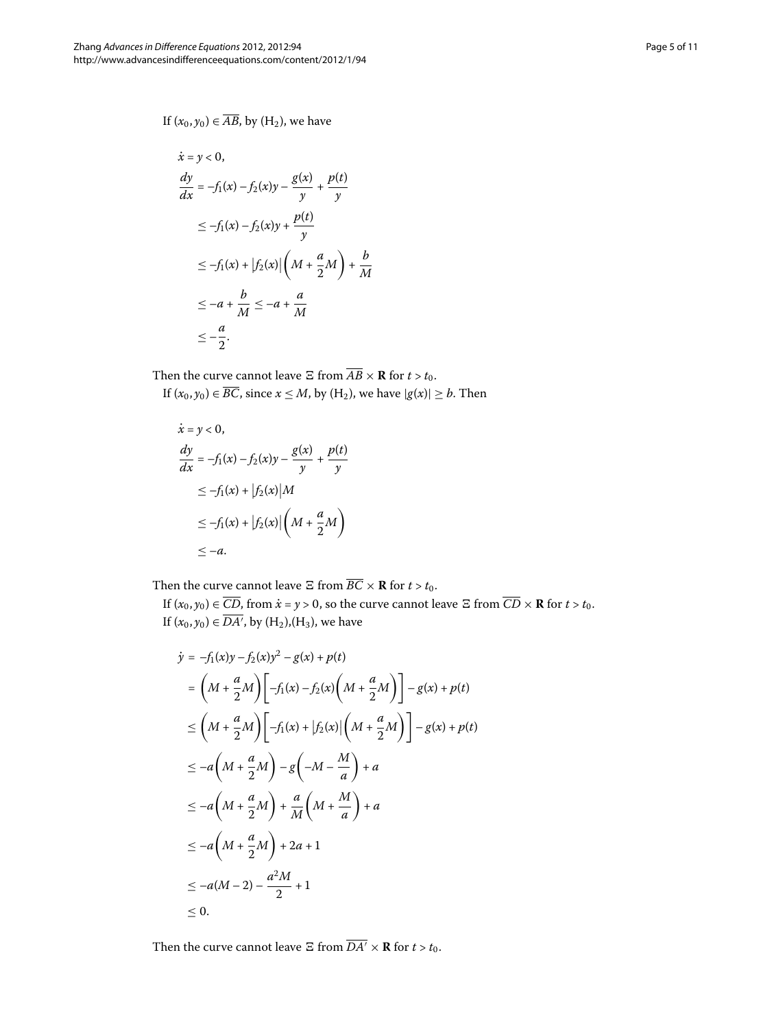If $(x_0, y_0) \in \overline{AB}$, by ($H_2$), we have

$$
\begin{aligned}
\dot{x} &= y < 0, \\
\frac{dy}{dx} &= -f_1(x) - f_2(x)y - \frac{g(x)}{y} + \frac{p(t)}{y} \\
&\leq -f_1(x) - f_2(x)y + \frac{p(t)}{y} \\
&\leq -f_1(x) + \left|f_2(x)\right|\left(M + \frac{a}{2}M\right) + \frac{b}{M} \\
&\leq -a + \frac{b}{M} \leq -a + \frac{a}{M} \\
&\leq -\frac{a}{2}.
\end{aligned}
$$

Then the curve cannot leave $\Xi$ from $\overline{AB} \times \mathbf{R}$ for $t > t_0$.

If $(x_0, y_0) \in \overline{BC}$, since $x \leq M$, by ($H_2$), we have $|g(x)| \geq b$. Then

$$
\begin{aligned}
\dot{x} &= y < 0, \\
\frac{dy}{dx} &= -f_1(x) - f_2(x)y - \frac{g(x)}{y} + \frac{p(t)}{y} \\
&\leq -f_1(x) + \left|f_2(x)\right|M \\
&\leq -f_1(x) + \left|f_2(x)\right|\left(M + \frac{a}{2}M\right) \\
&\leq -a.
\end{aligned}
$$

Then the curve cannot leave $\Xi$ from $\overline{BC} \times \mathbf{R}$ for $t > t_0$.

If $(x_0, y_0) \in \overline{CD}$, from $\dot{x} = y > 0$, so the curve cannot leave $\Xi$ from $\overline{CD} \times \mathbf{R}$ for $t > t_0$.

If $(x_0, y_0) \in \overline{DA'}$, by ($H_2$),($H_3$), we have

$$
\begin{aligned}
\dot{y} &= -f_1(x)y - f_2(x)y^2 - g(x) + p(t) \\
&= \left(M + \frac{a}{2}M\right)\left[-f_1(x) - f_2(x)\left(M + \frac{a}{2}M\right)\right] - g(x) + p(t) \\
&\leq \left(M + \frac{a}{2}M\right)\left[-f_1(x) + \left|f_2(x)\right|\left(M + \frac{a}{2}M\right)\right] - g(x) + p(t) \\
&\leq -a\left(M + \frac{a}{2}M\right) - g\left(-M - \frac{M}{a}\right) + a \\
&\leq -a\left(M + \frac{a}{2}M\right) + \frac{a}{M}\left(M + \frac{M}{a}\right) + a \\
&\leq -a\left(M + \frac{a}{2}M\right) + 2a + 1 \\
&\leq -a(M-2) - \frac{a^2M}{2} + 1 \\
&\leq 0.
\end{aligned}
$$

Then the curve cannot leave $\Xi$ from $\overline{DA'} \times \mathbf{R}$ for $t > t_0$.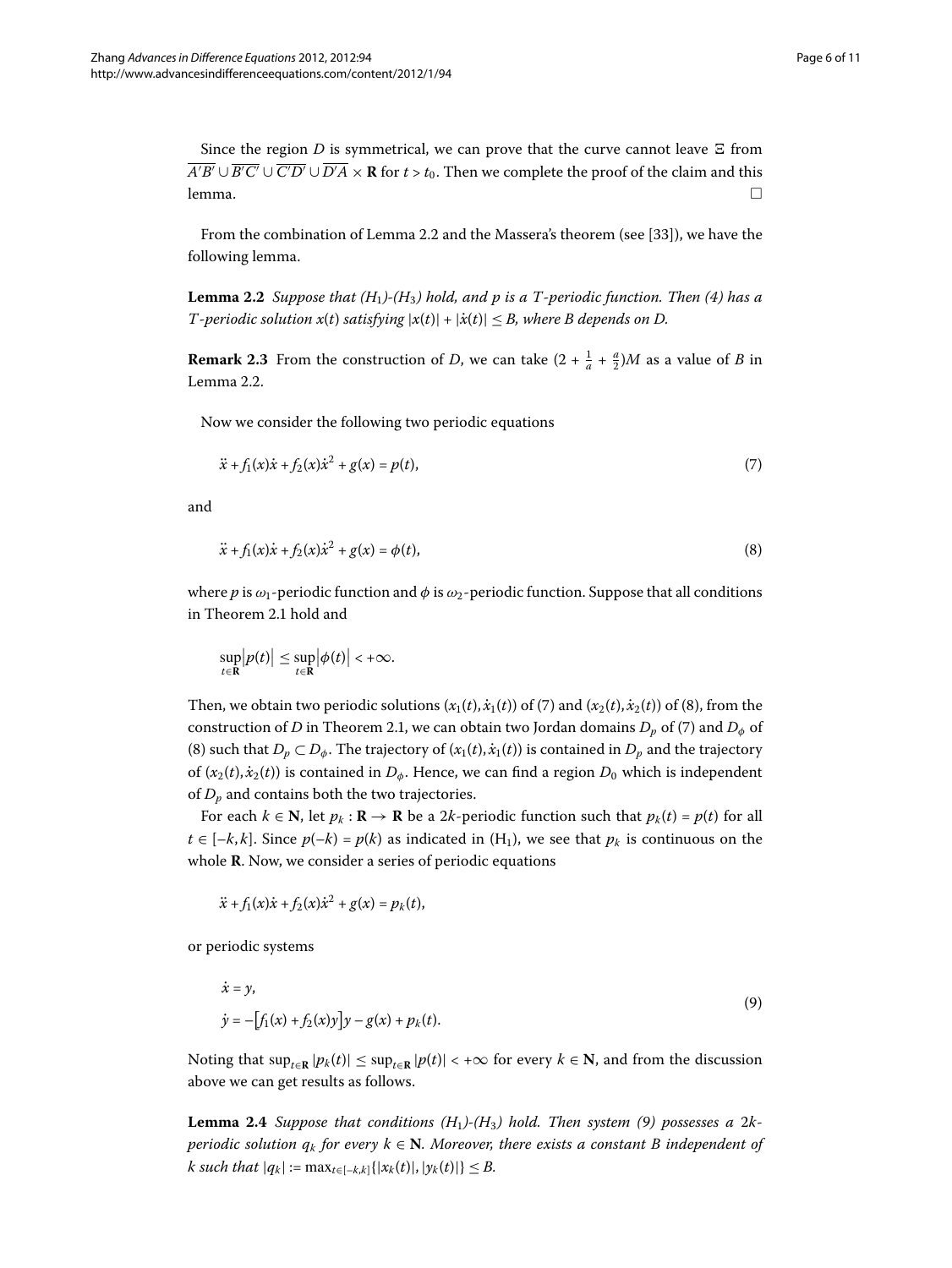Since the region $D$ is symmetrical, we can prove that the curve cannot leave $\Xi$ from $\overline{A'B'} \cup \overline{B'C'} \cup \overline{C'D'} \cup \overline{D'A} \times \mathbf{R}$ for $t > t_0$. Then we complete the proof of the claim and this lemma. □

From the combination of Lemma 2.2 and the Massera's theorem (see [33]), we have the following lemma.

**Lemma 2.2** *Suppose that* ($H_1$)*-*($H_3$) *hold, and* $p$ *is a* $T$*-periodic function. Then (4) has a* $T$*-periodic solution* $x(t)$ *satisfying* $|x(t)| + |\dot{x}(t)| \leq B$, *where* $B$ *depends on* $D$.

**Remark 2.3** From the construction of $D$, we can take $(2 + \frac{1}{a} + \frac{a}{2})M$ as a value of $B$ in Lemma 2.2.

Now we consider the following two periodic equations

$$\ddot{x} + f_1(x)\dot{x} + f_2(x)\dot{x}^2 + g(x) = p(t), \tag{7}$$

and

$$\ddot{x} + f_1(x)\dot{x} + f_2(x)\dot{x}^2 + g(x) = \phi(t), \tag{8}$$

where $p$ is $\omega_1$-periodic function and $\phi$ is $\omega_2$-periodic function. Suppose that all conditions in Theorem 2.1 hold and

$$\sup_{t\in\mathbf{R}}\left|p(t)\right| \leq \sup_{t\in\mathbf{R}}\left|\phi(t)\right| < +\infty.$$

Then, we obtain two periodic solutions $(x_1(t), \dot{x}_1(t))$ of (7) and $(x_2(t), \dot{x}_2(t))$ of (8), from the construction of $D$ in Theorem 2.1, we can obtain two Jordan domains $D_p$ of (7) and $D_\phi$ of (8) such that $D_p \subset D_\phi$. The trajectory of $(x_1(t), \dot{x}_1(t))$ is contained in $D_p$ and the trajectory of $(x_2(t), \dot{x}_2(t))$ is contained in $D_\phi$. Hence, we can find a region $D_0$ which is independent of $D_p$ and contains both the two trajectories.

For each $k \in \mathbf{N}$, let $p_k : \mathbf{R} \to \mathbf{R}$ be a $2k$-periodic function such that $p_k(t) = p(t)$ for all $t \in [-k, k]$. Since $p(-k) = p(k)$ as indicated in ($H_1$), we see that $p_k$ is continuous on the whole $\mathbf{R}$. Now, we consider a series of periodic equations

$$\ddot{x} + f_1(x)\dot{x} + f_2(x)\dot{x}^2 + g(x) = p_k(t),$$

or periodic systems

$$\begin{aligned} \dot{x} &= y, \\ \dot{y} &= -\left[f_1(x) + f_2(x)y\right]y - g(x) + p_k(t). \end{aligned} \tag{9}$$

Noting that $\sup_{t\in\mathbf{R}} |p_k(t)| \leq \sup_{t\in\mathbf{R}} |p(t)| < +\infty$ for every $k \in \mathbf{N}$, and from the discussion above we can get results as follows.

**Lemma 2.4** *Suppose that conditions* ($H_1$)*-*($H_3$) *hold. Then system (9) possesses a* $2k$*-periodic solution* $q_k$ *for every* $k \in \mathbf{N}$. *Moreover, there exists a constant* $B$ *independent of* $k$ *such that* $|q_k| := \max_{t\in[-k,k]}\{|x_k(t)|, |y_k(t)|\} \leq B$.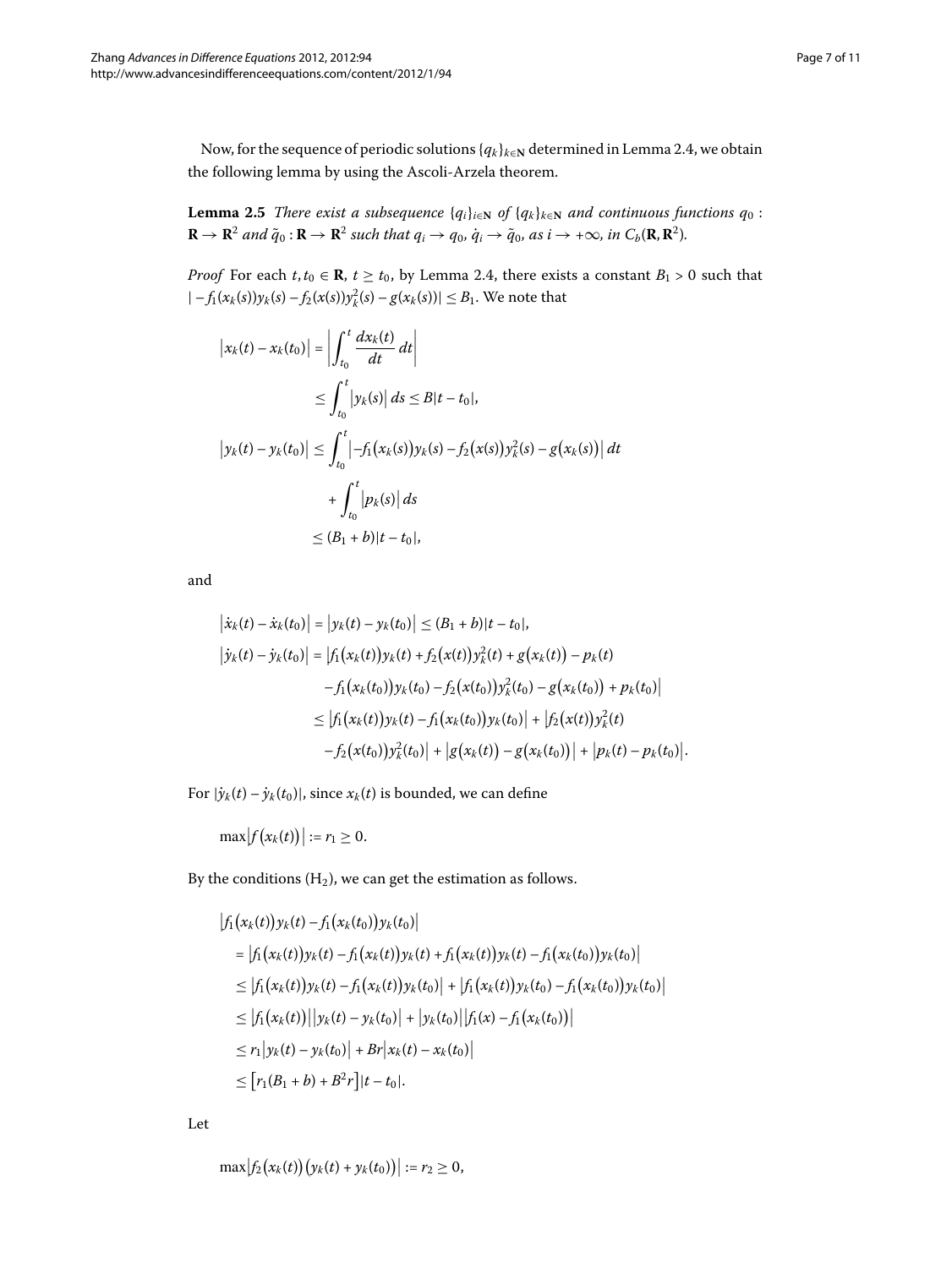Now, for the sequence of periodic solutions $\{q_k\}_{k\in\mathbf{N}}$ determined in Lemma 2.4, we obtain the following lemma by using the Ascoli-Arzela theorem.

**Lemma 2.5** *There exist a subsequence* $\{q_i\}_{i\in\mathbf{N}}$ *of* $\{q_k\}_{k\in\mathbf{N}}$ *and continuous functions* $q_0 : \mathbf{R} \to \mathbf{R}^2$ *and* $\tilde{q}_0 : \mathbf{R} \to \mathbf{R}^2$ *such that* $q_i \to q_0$, $\dot{q}_i \to \tilde{q}_0$, *as* $i \to +\infty$, *in* $C_b(\mathbf{R}, \mathbf{R}^2)$.

*Proof* For each $t, t_0 \in \mathbf{R}$, $t \geq t_0$, by Lemma 2.4, there exists a constant $B_1 > 0$ such that $|-f_1(x_k(s))y_k(s) - f_2(x(s))y_k^2(s) - g(x_k(s))| \leq B_1$. We note that

$$
\begin{aligned}
\left|x_k(t) - x_k(t_0)\right| &= \left|\int_{t_0}^{t} \frac{dx_k(t)}{dt}\,dt\right| \\
&\leq \int_{t_0}^{t} \left|y_k(s)\right| ds \leq B|t - t_0|, \\
\left|y_k(t) - y_k(t_0)\right| &\leq \int_{t_0}^{t} \left|-f_1\big(x_k(s)\big)y_k(s) - f_2\big(x(s)\big)y_k^2(s) - g\big(x_k(s)\big)\right| dt \\
&\quad + \int_{t_0}^{t} \left|p_k(s)\right| ds \\
&\leq (B_1 + b)|t - t_0|,
\end{aligned}
$$

and

$$
\begin{aligned}
\left|\dot{x}_k(t) - \dot{x}_k(t_0)\right| &= \left|y_k(t) - y_k(t_0)\right| \leq (B_1 + b)|t - t_0|, \\
\left|\dot{y}_k(t) - \dot{y}_k(t_0)\right| &= \big|f_1\big(x_k(t)\big)y_k(t) + f_2\big(x(t)\big)y_k^2(t) + g\big(x_k(t)\big) - p_k(t) \\
&\quad - f_1\big(x_k(t_0)\big)y_k(t_0) - f_2\big(x(t_0)\big)y_k^2(t_0) - g\big(x_k(t_0)\big) + p_k(t_0)\big| \\
&\leq \left|f_1\big(x_k(t)\big)y_k(t) - f_1\big(x_k(t_0)\big)y_k(t_0)\right| + \big|f_2\big(x(t)\big)y_k^2(t) \\
&\quad - f_2\big(x(t_0)\big)y_k^2(t_0)\big| + \left|g\big(x_k(t)\big) - g\big(x_k(t_0)\big)\right| + \left|p_k(t) - p_k(t_0)\right|.
\end{aligned}
$$

For $|\dot{y}_k(t) - \dot{y}_k(t_0)|$, since $x_k(t)$ is bounded, we can define

$$
\max\left|f\big(x_k(t)\big)\right| := r_1 \geq 0.
$$

By the conditions $(\mathrm{H}_2)$, we can get the estimation as follows.

$$
\begin{aligned}
&\left|f_1\big(x_k(t)\big)y_k(t) - f_1\big(x_k(t_0)\big)y_k(t_0)\right| \\
&= \left|f_1\big(x_k(t)\big)y_k(t) - f_1\big(x_k(t)\big)y_k(t) + f_1\big(x_k(t)\big)y_k(t) - f_1\big(x_k(t_0)\big)y_k(t_0)\right| \\
&\leq \left|f_1\big(x_k(t)\big)y_k(t) - f_1\big(x_k(t)\big)y_k(t_0)\right| + \left|f_1\big(x_k(t)\big)y_k(t_0) - f_1\big(x_k(t_0)\big)y_k(t_0)\right| \\
&\leq \left|f_1\big(x_k(t)\big)\right|\left|y_k(t) - y_k(t_0)\right| + \left|y_k(t_0)\right|\left|f_1(x) - f_1\big(x_k(t_0)\big)\right| \\
&\leq r_1\left|y_k(t) - y_k(t_0)\right| + Br\left|x_k(t) - x_k(t_0)\right| \\
&\leq \left[r_1(B_1 + b) + B^2 r\right]|t - t_0|.
\end{aligned}
$$

Let

$$
\max\left|f_2\big(x_k(t)\big)\big(y_k(t) + y_k(t_0)\big)\right| := r_2 \geq 0,
$$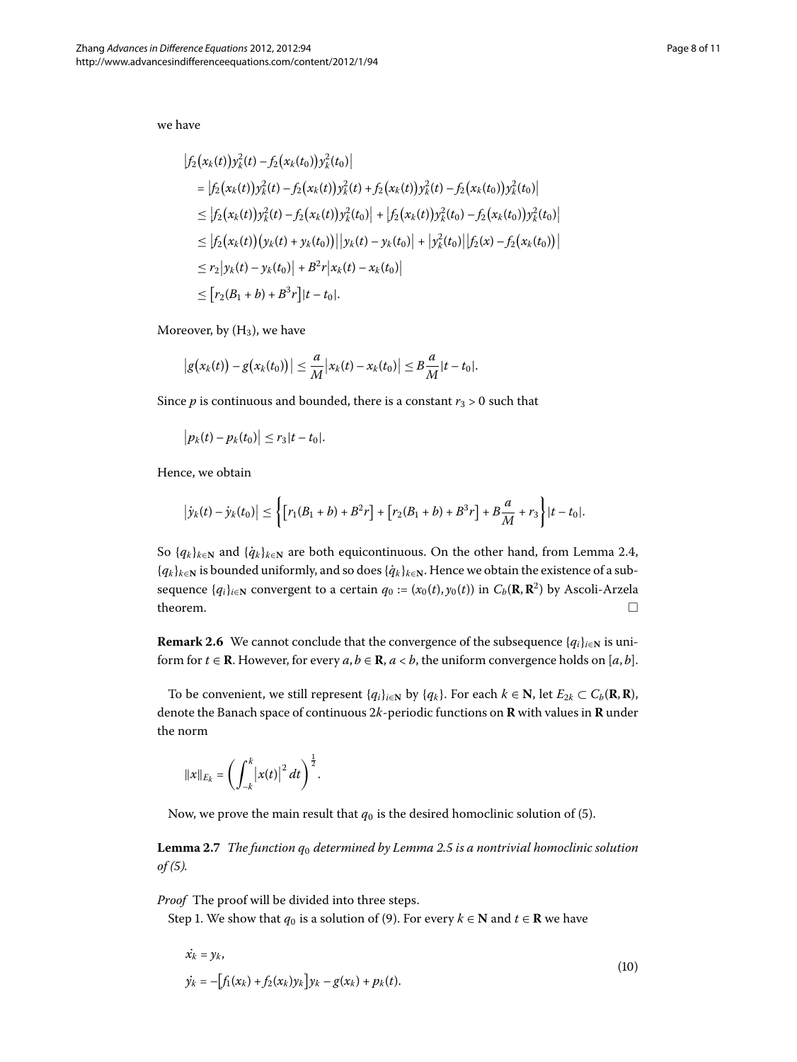we have

$$
\begin{aligned}
&\left|f_2\big(x_k(t)\big)y_k^2(t) - f_2\big(x_k(t_0)\big)y_k^2(t_0)\right| \\
&\quad = \left|f_2\big(x_k(t)\big)y_k^2(t) - f_2\big(x_k(t)\big)y_k^2(t_0) + f_2\big(x_k(t)\big)y_k^2(t_0) - f_2\big(x_k(t_0)\big)y_k^2(t_0)\right| \\
&\quad \le \left|f_2\big(x_k(t)\big)y_k^2(t) - f_2\big(x_k(t)\big)y_k^2(t_0)\right| + \left|f_2\big(x_k(t)\big)y_k^2(t_0) - f_2\big(x_k(t_0)\big)y_k^2(t_0)\right| \\
&\quad \le \left|f_2\big(x_k(t)\big)\big(y_k(t) + y_k(t_0)\big)\right|\left|y_k(t) - y_k(t_0)\right| + \left|y_k^2(t_0)\right|\left|f_2(x) - f_2\big(x_k(t_0)\big)\right| \\
&\quad \le r_2\left|y_k(t) - y_k(t_0)\right| + B^2 r\left|x_k(t) - x_k(t_0)\right| \\
&\quad \le \left[r_2(B_1 + b) + B^3 r\right]|t - t_0|.
\end{aligned}
$$

Moreover, by ($H_3$), we have

$$
\left|g\big(x_k(t)\big) - g\big(x_k(t_0)\big)\right| \le \frac{a}{M}\left|x_k(t) - x_k(t_0)\right| \le B\frac{a}{M}|t - t_0|.
$$

Since $p$ is continuous and bounded, there is a constant $r_3 > 0$ such that

$$
\left|p_k(t) - p_k(t_0)\right| \le r_3|t - t_0|.
$$

Hence, we obtain

$$
\left|\dot{y}_k(t) - \dot{y}_k(t_0)\right| \le \left\{\left[r_1(B_1 + b) + B^2 r\right] + \left[r_2(B_1 + b) + B^3 r\right] + B\frac{a}{M} + r_3\right\}|t - t_0|.
$$

So $\{q_k\}_{k\in\mathbf{N}}$ and $\{\dot{q}_k\}_{k\in\mathbf{N}}$ are both equicontinuous. On the other hand, from Lemma 2.4, $\{q_k\}_{k\in\mathbf{N}}$ is bounded uniformly, and so does $\{\dot{q}_k\}_{k\in\mathbf{N}}$. Hence we obtain the existence of a subsequence $\{q_i\}_{i\in\mathbf{N}}$ convergent to a certain $q_0 := (x_0(t), y_0(t))$ in $C_b(\mathbf{R}, \mathbf{R}^2)$ by Ascoli-Arzela theorem. □

**Remark 2.6** We cannot conclude that the convergence of the subsequence $\{q_i\}_{i\in\mathbf{N}}$ is uniform for $t \in \mathbf{R}$. However, for every $a, b \in \mathbf{R}$, $a < b$, the uniform convergence holds on $[a, b]$.

To be convenient, we still represent $\{q_i\}_{i\in\mathbf{N}}$ by $\{q_k\}$. For each $k \in \mathbf{N}$, let $E_{2k} \subset C_b(\mathbf{R}, \mathbf{R})$, denote the Banach space of continuous $2k$-periodic functions on $\mathbf{R}$ with values in $\mathbf{R}$ under the norm

$$
\|x\|_{E_k} = \left(\int_{-k}^{k}\left|x(t)\right|^2 dt\right)^{\frac{1}{2}}.
$$

Now, we prove the main result that $q_0$ is the desired homoclinic solution of (5).

**Lemma 2.7** *The function $q_0$ determined by Lemma 2.5 is a nontrivial homoclinic solution of (5).*

*Proof* The proof will be divided into three steps.

Step 1. We show that $q_0$ is a solution of (9). For every $k \in \mathbf{N}$ and $t \in \mathbf{R}$ we have

$$
\begin{aligned}
&\dot{x_k} = y_k, \\
&\dot{y_k} = -\left[f_1(x_k) + f_2(x_k)y_k\right]y_k - g(x_k) + p_k(t).
\end{aligned}
\tag{10}
$$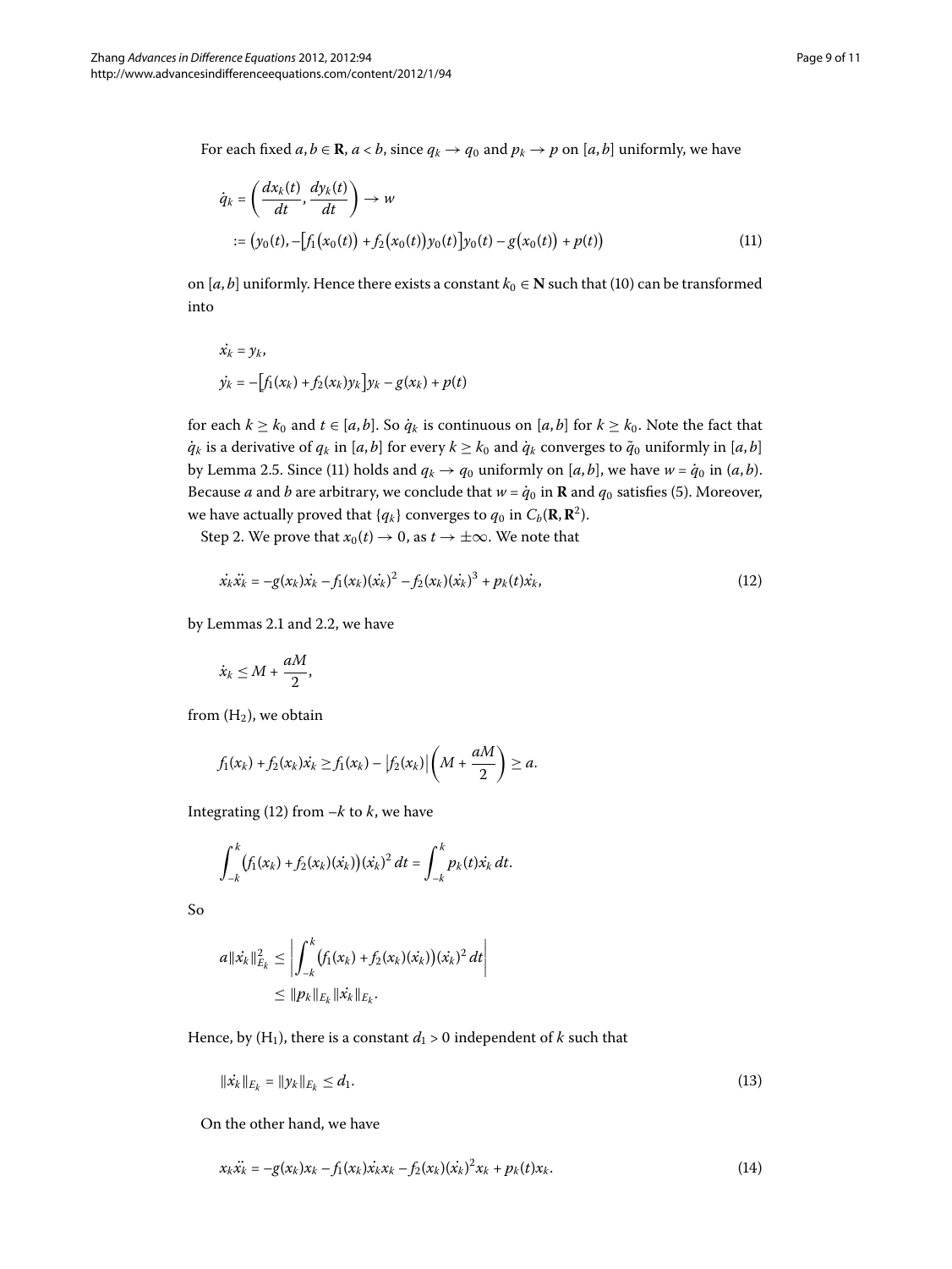For each fixed $a, b \in \mathbf{R}$, $a < b$, since $q_k \to q_0$ and $p_k \to p$ on $[a, b]$ uniformly, we have

$$\dot{q}_k = \left(\frac{dx_k(t)}{dt}, \frac{dy_k(t)}{dt}\right) \to w$$
$$:= \left(y_0(t), -\left[f_1\left(x_0(t)\right) + f_2\left(x_0(t)\right)y_0(t)\right]y_0(t) - g\left(x_0(t)\right) + p(t)\right) \tag{11}$$

on $[a, b]$ uniformly. Hence there exists a constant $k_0 \in \mathbf{N}$ such that (10) can be transformed into

$$\dot{x_k} = y_k,$$
$$\dot{y_k} = -\left[f_1(x_k) + f_2(x_k)y_k\right]y_k - g(x_k) + p(t)$$

for each $k \geq k_0$ and $t \in [a, b]$. So $\dot{q}_k$ is continuous on $[a, b]$ for $k \geq k_0$. Note the fact that $\dot{q}_k$ is a derivative of $q_k$ in $[a, b]$ for every $k \geq k_0$ and $\dot{q}_k$ converges to $\tilde{q}_0$ uniformly in $[a, b]$ by Lemma 2.5. Since (11) holds and $q_k \to q_0$ uniformly on $[a, b]$, we have $w = \dot{q}_0$ in $(a, b)$. Because $a$ and $b$ are arbitrary, we conclude that $w = \dot{q}_0$ in $\mathbf{R}$ and $q_0$ satisfies (5). Moreover, we have actually proved that $\{q_k\}$ converges to $q_0$ in $C_b(\mathbf{R}, \mathbf{R}^2)$.

Step 2. We prove that $x_0(t) \to 0$, as $t \to \pm\infty$. We note that

$$\dot{x_k}\ddot{x_k} = -g(x_k)\dot{x_k} - f_1(x_k)(\dot{x_k})^2 - f_2(x_k)(\dot{x_k})^3 + p_k(t)\dot{x_k}, \tag{12}$$

by Lemmas 2.1 and 2.2, we have

$$\dot{x_k} \leq M + \frac{aM}{2},$$

from $(\mathrm{H}_2)$, we obtain

$$f_1(x_k) + f_2(x_k)\dot{x_k} \geq f_1(x_k) - \left|f_2(x_k)\right|\left(M + \frac{aM}{2}\right) \geq a.$$

Integrating (12) from $-k$ to $k$, we have

$$\int_{-k}^{k}\left(f_1(x_k) + f_2(x_k)(\dot{x_k})\right)(\dot{x_k})^2\,dt = \int_{-k}^{k} p_k(t)\dot{x_k}\,dt.$$

So

$$a\|\dot{x_k}\|_{E_k}^2 \leq \left|\int_{-k}^{k}\left(f_1(x_k) + f_2(x_k)(\dot{x_k})\right)(\dot{x_k})^2\,dt\right|$$
$$\leq \|p_k\|_{E_k}\|\dot{x_k}\|_{E_k}.$$

Hence, by $(\mathrm{H}_1)$, there is a constant $d_1 > 0$ independent of $k$ such that

$$\|\dot{x_k}\|_{E_k} = \|y_k\|_{E_k} \leq d_1. \tag{13}$$

On the other hand, we have

$$x_k\ddot{x_k} = -g(x_k)x_k - f_1(x_k)\dot{x_k}x_k - f_2(x_k)(\dot{x_k})^2x_k + p_k(t)x_k. \tag{14}$$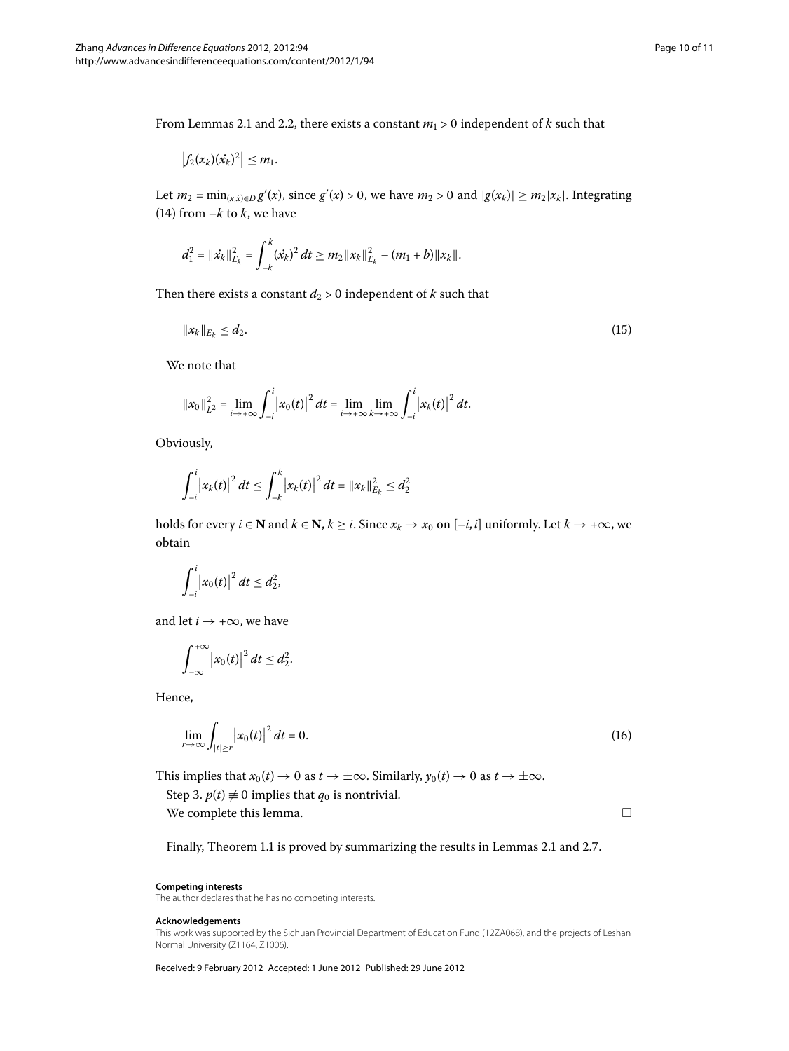From Lemmas 2.1 and 2.2, there exists a constant $m_1 > 0$ independent of $k$ such that

$$\left|f_2(x_k)(\dot{x_k})^2\right| \leq m_1.$$

Let $m_2 = \min_{(x,\dot{x})\in D} g'(x)$, since $g'(x) > 0$, we have $m_2 > 0$ and $|g(x_k)| \geq m_2|x_k|$. Integrating (14) from $-k$ to $k$, we have

$$d_1^2 = \|\dot{x_k}\|_{E_k}^2 = \int_{-k}^{k} (\dot{x_k})^2\,dt \geq m_2\|x_k\|_{E_k}^2 - (m_1 + b)\|x_k\|.$$

Then there exists a constant $d_2 > 0$ independent of $k$ such that

$$\|x_k\|_{E_k} \leq d_2. \tag{15}$$

We note that

$$\|x_0\|_{L^2}^2 = \lim_{i\to+\infty} \int_{-i}^{i} \left|x_0(t)\right|^2 dt = \lim_{i\to+\infty} \lim_{k\to+\infty} \int_{-i}^{i} \left|x_k(t)\right|^2 dt.$$

Obviously,

$$\int_{-i}^{i} \left|x_k(t)\right|^2 dt \leq \int_{-k}^{k} \left|x_k(t)\right|^2 dt = \|x_k\|_{E_k}^2 \leq d_2^2$$

holds for every $i \in \mathbf{N}$ and $k \in \mathbf{N}$, $k \geq i$. Since $x_k \to x_0$ on $[-i, i]$ uniformly. Let $k \to +\infty$, we obtain

$$\int_{-i}^{i} \left|x_0(t)\right|^2 dt \leq d_2^2,$$

and let $i \to +\infty$, we have

$$\int_{-\infty}^{+\infty} \left|x_0(t)\right|^2 dt \leq d_2^2.$$

Hence,

$$\lim_{r\to\infty} \int_{|t|\geq r} \left|x_0(t)\right|^2 dt = 0. \tag{16}$$

This implies that $x_0(t) \to 0$ as $t \to \pm\infty$. Similarly, $y_0(t) \to 0$ as $t \to \pm\infty$.

Step 3. $p(t) \not\equiv 0$ implies that $q_0$ is nontrivial.

We complete this lemma. □

Finally, Theorem 1.1 is proved by summarizing the results in Lemmas 2.1 and 2.7.

**Competing interests**
The author declares that he has no competing interests.

**Acknowledgements**
This work was supported by the Sichuan Provincial Department of Education Fund (12ZA068), and the projects of Leshan Normal University (Z1164, Z1006).

Received: 9 February 2012 Accepted: 1 June 2012 Published: 29 June 2012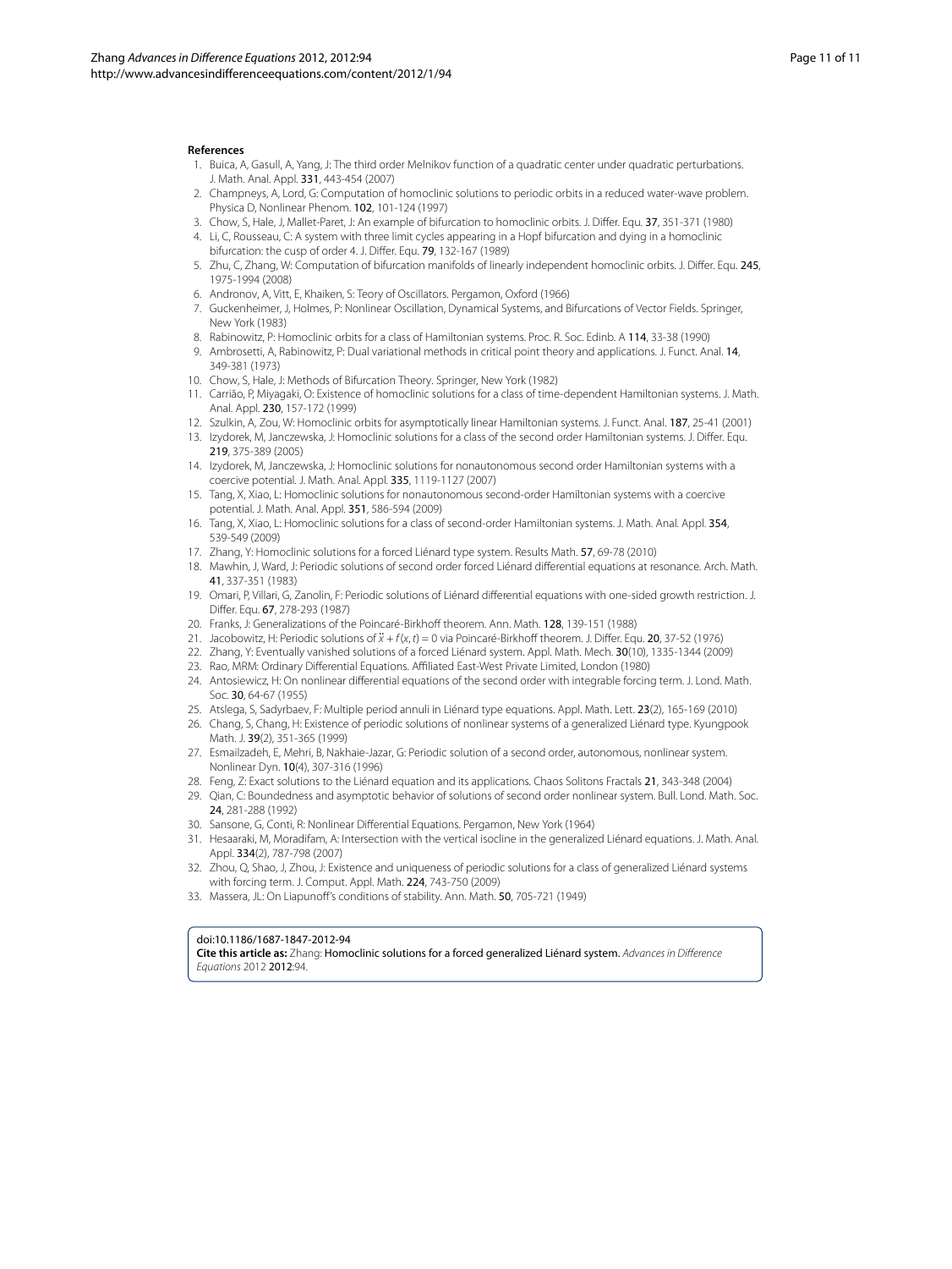**References**

1. Buica, A, Gasull, A, Yang, J: The third order Melnikov function of a quadratic center under quadratic perturbations. J. Math. Anal. Appl. **331**, 443-454 (2007)
2. Champneys, A, Lord, G: Computation of homoclinic solutions to periodic orbits in a reduced water-wave problem. Physica D, Nonlinear Phenom. **102**, 101-124 (1997)
3. Chow, S, Hale, J, Mallet-Paret, J: An example of bifurcation to homoclinic orbits. J. Differ. Equ. **37**, 351-371 (1980)
4. Li, C, Rousseau, C: A system with three limit cycles appearing in a Hopf bifurcation and dying in a homoclinic bifurcation: the cusp of order 4. J. Differ. Equ. **79**, 132-167 (1989)
5. Zhu, C, Zhang, W: Computation of bifurcation manifolds of linearly independent homoclinic orbits. J. Differ. Equ. **245**, 1975-1994 (2008)
6. Andronov, A, Vitt, E, Khaiken, S: Teory of Oscillators. Pergamon, Oxford (1966)
7. Guckenheimer, J, Holmes, P: Nonlinear Oscillation, Dynamical Systems, and Bifurcations of Vector Fields. Springer, New York (1983)
8. Rabinowitz, P: Homoclinic orbits for a class of Hamiltonian systems. Proc. R. Soc. Edinb. A **114**, 33-38 (1990)
9. Ambrosetti, A, Rabinowitz, P: Dual variational methods in critical point theory and applications. J. Funct. Anal. **14**, 349-381 (1973)
10. Chow, S, Hale, J: Methods of Bifurcation Theory. Springer, New York (1982)
11. Carrião, P, Miyagaki, O: Existence of homoclinic solutions for a class of time-dependent Hamiltonian systems. J. Math. Anal. Appl. **230**, 157-172 (1999)
12. Szulkin, A, Zou, W: Homoclinic orbits for asymptotically linear Hamiltonian systems. J. Funct. Anal. **187**, 25-41 (2001)
13. Izydorek, M, Janczewska, J: Homoclinic solutions for a class of the second order Hamiltonian systems. J. Differ. Equ. **219**, 375-389 (2005)
14. Izydorek, M, Janczewska, J: Homoclinic solutions for nonautonomous second order Hamiltonian systems with a coercive potential. J. Math. Anal. Appl. **335**, 1119-1127 (2007)
15. Tang, X, Xiao, L: Homoclinic solutions for nonautonomous second-order Hamiltonian systems with a coercive potential. J. Math. Anal. Appl. **351**, 586-594 (2009)
16. Tang, X, Xiao, L: Homoclinic solutions for a class of second-order Hamiltonian systems. J. Math. Anal. Appl. **354**, 539-549 (2009)
17. Zhang, Y: Homoclinic solutions for a forced Liénard type system. Results Math. **57**, 69-78 (2010)
18. Mawhin, J, Ward, J: Periodic solutions of second order forced Liénard differential equations at resonance. Arch. Math. **41**, 337-351 (1983)
19. Omari, P, Villari, G, Zanolin, F: Periodic solutions of Liénard differential equations with one-sided growth restriction. J. Differ. Equ. **67**, 278-293 (1987)
20. Franks, J: Generalizations of the Poincaré-Birkhoff theorem. Ann. Math. **128**, 139-151 (1988)
21. Jacobowitz, H: Periodic solutions of $\ddot{x} + f(x,t) = 0$ via Poincaré-Birkhoff theorem. J. Differ. Equ. **20**, 37-52 (1976)
22. Zhang, Y: Eventually vanished solutions of a forced Liénard system. Appl. Math. Mech. **30**(10), 1335-1344 (2009)
23. Rao, MRM: Ordinary Differential Equations. Affiliated East-West Private Limited, London (1980)
24. Antosiewicz, H: On nonlinear differential equations of the second order with integrable forcing term. J. Lond. Math. Soc. **30**, 64-67 (1955)
25. Atslega, S, Sadyrbaev, F: Multiple period annuli in Liénard type equations. Appl. Math. Lett. **23**(2), 165-169 (2010)
26. Chang, S, Chang, H: Existence of periodic solutions of nonlinear systems of a generalized Liénard type. Kyungpook Math. J. **39**(2), 351-365 (1999)
27. Esmailzadeh, E, Mehri, B, Nakhaie-Jazar, G: Periodic solution of a second order, autonomous, nonlinear system. Nonlinear Dyn. **10**(4), 307-316 (1996)
28. Feng, Z: Exact solutions to the Liénard equation and its applications. Chaos Solitons Fractals **21**, 343-348 (2004)
29. Qian, C: Boundedness and asymptotic behavior of solutions of second order nonlinear system. Bull. Lond. Math. Soc. **24**, 281-288 (1992)
30. Sansone, G, Conti, R: Nonlinear Differential Equations. Pergamon, New York (1964)
31. Hesaaraki, M, Moradifam, A: Intersection with the vertical isocline in the generalized Liénard equations. J. Math. Anal. Appl. **334**(2), 787-798 (2007)
32. Zhou, Q, Shao, J, Zhou, J: Existence and uniqueness of periodic solutions for a class of generalized Liénard systems with forcing term. J. Comput. Appl. Math. **224**, 743-750 (2009)
33. Massera, JL: On Liapunoff's conditions of stability. Ann. Math. **50**, 705-721 (1949)

doi:10.1186/1687-1847-2012-94
**Cite this article as:** Zhang: **Homoclinic solutions for a forced generalized Liénard system.** *Advances in Difference Equations* 2012 **2012**:94.